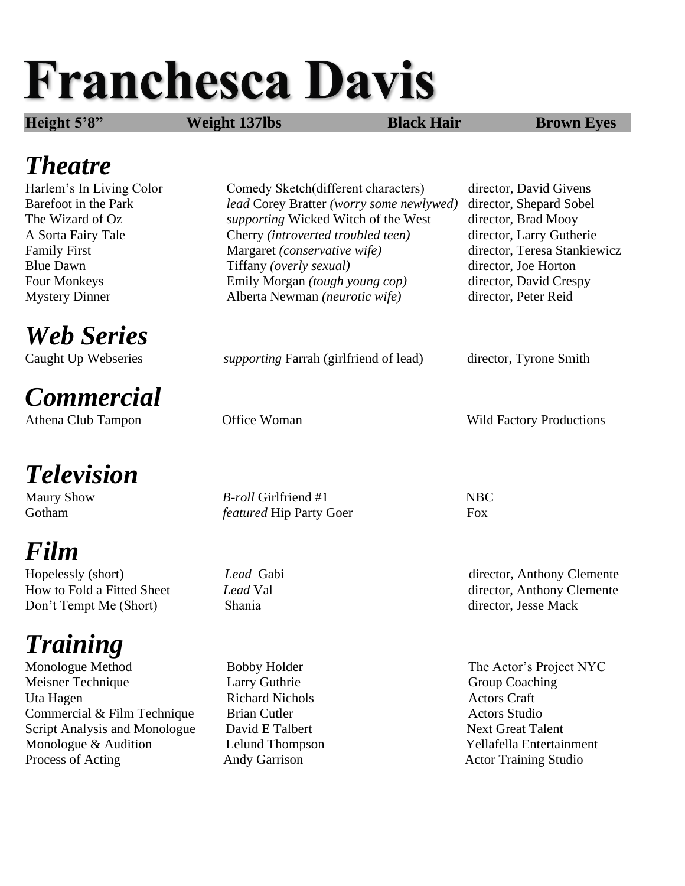# Franchesca Davis

**Height 5'8" | Weight 137lbs | Black Hair | Brown Eyes**

## *Theatre*

| | | |
|---|---|---|
| Harlem's In Living Color | Comedy Sketch(different characters) | director, David Givens |
| Barefoot in the Park | *lead* Corey Bratter *(worry some newlywed)* | director, Shepard Sobel |
| The Wizard of Oz | *supporting* Wicked Witch of the West | director, Brad Mooy |
| A Sorta Fairy Tale | Cherry *(introverted troubled teen)* | director, Larry Gutherie |
| Family First | Margaret *(conservative wife)* | director, Teresa Stankiewicz |
| Blue Dawn | Tiffany *(overly sexual)* | director, Joe Horton |
| Four Monkeys | Emily Morgan *(tough young cop)* | director, David Crespy |
| Mystery Dinner | Alberta Newman *(neurotic wife)* | director, Peter Reid |

## *Web Series*

| | | |
|---|---|---|
| Caught Up Webseries | *supporting* Farrah (girlfriend of lead) | director, Tyrone Smith |

## *Commercial*

| | | |
|---|---|---|
| Athena Club Tampon | Office Woman | Wild Factory Productions |

## *Television*

| | | |
|---|---|---|
| Maury Show | *B-roll* Girlfriend #1 | NBC |
| Gotham | *featured* Hip Party Goer | Fox |

## *Film*

| | | |
|---|---|---|
| Hopelessly (short) | *Lead* Gabi | director, Anthony Clemente |
| How to Fold a Fitted Sheet | *Lead* Val | director, Anthony Clemente |
| Don't Tempt Me (Short) | Shania | director, Jesse Mack |

## *Training*

| | | |
|---|---|---|
| Monologue Method | Bobby Holder | The Actor's Project NYC |
| Meisner Technique | Larry Guthrie | Group Coaching |
| Uta Hagen | Richard Nichols | Actors Craft |
| Commercial & Film Technique | Brian Cutler | Actors Studio |
| Script Analysis and Monologue | David E Talbert | Next Great Talent |
| Monologue & Audition | Lelund Thompson | Yellafella Entertainment |
| Process of Acting | Andy Garrison | Actor Training Studio |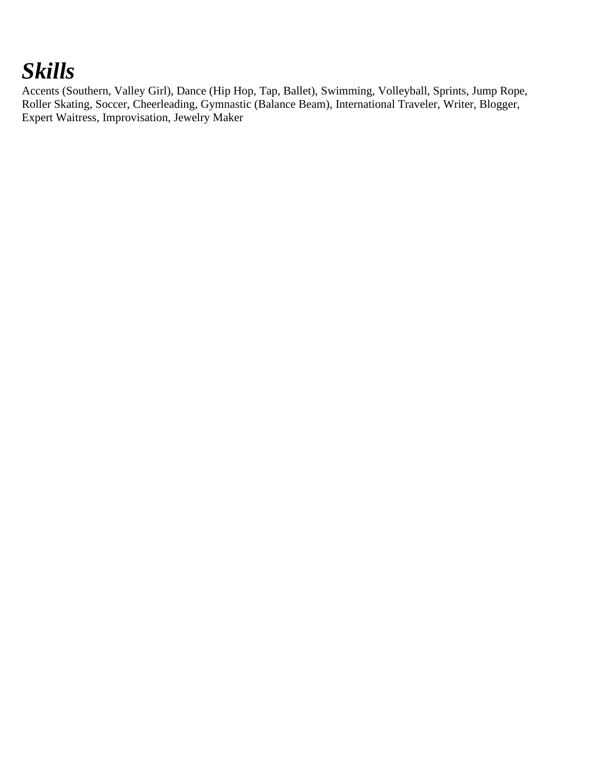## ***Skills***

Accents (Southern, Valley Girl), Dance (Hip Hop, Tap, Ballet), Swimming, Volleyball, Sprints, Jump Rope, Roller Skating, Soccer, Cheerleading, Gymnastic (Balance Beam), International Traveler, Writer, Blogger, Expert Waitress, Improvisation, Jewelry Maker